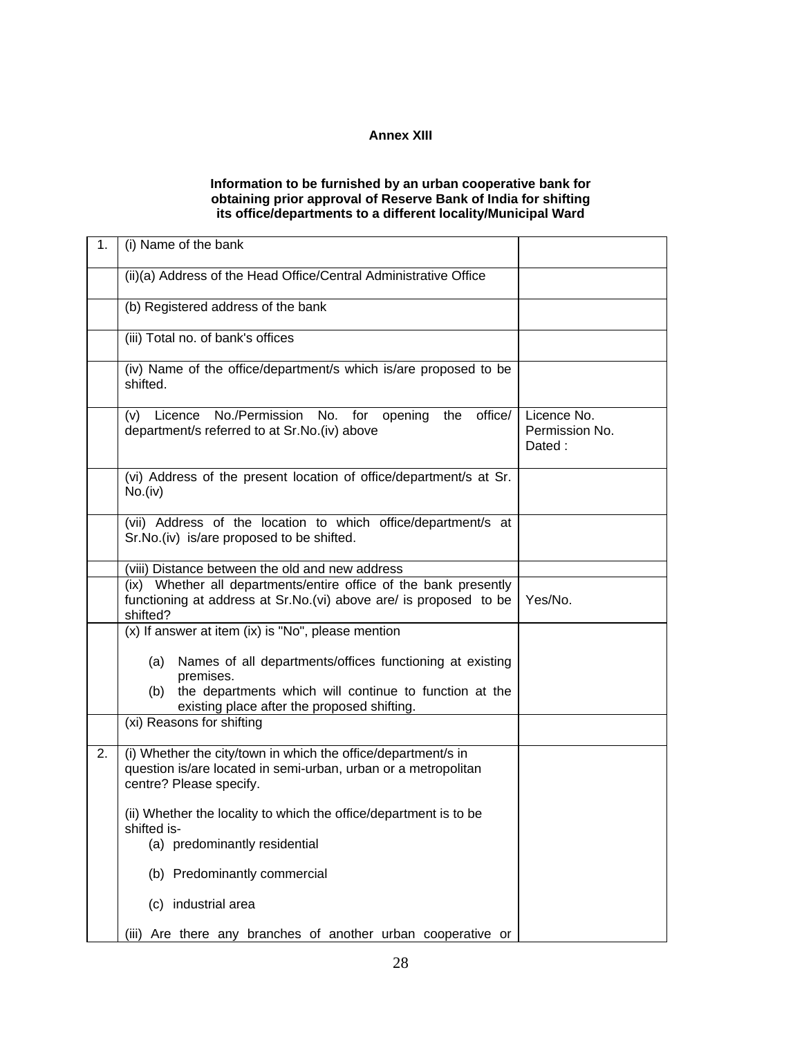**Annex XIII**

**Information to be furnished by an urban cooperative bank for obtaining prior approval of Reserve Bank of India for shifting its office/departments to a different locality/Municipal Ward**

| | | |
|---|---|---|
| 1. | (i) Name of the bank | |
| | (ii)(a) Address of the Head Office/Central Administrative Office | |
| | (b) Registered address of the bank | |
| | (iii) Total no. of bank's offices | |
| | (iv) Name of the office/department/s which is/are proposed to be shifted. | |
| | (v) Licence No./Permission No. for opening the office/ department/s referred to at Sr.No.(iv) above | Licence No.<br>Permission No.<br>Dated : |
| | (vi) Address of the present location of office/department/s at Sr. No.(iv) | |
| | (vii) Address of the location to which office/department/s at Sr.No.(iv) is/are proposed to be shifted. | |
| | (viii) Distance between the old and new address | |
| | (ix) Whether all departments/entire office of the bank presently functioning at address at Sr.No.(vi) above are/ is proposed to be shifted? | Yes/No. |
| | (x) If answer at item (ix) is "No", please mention<br>(a) Names of all departments/offices functioning at existing premises.<br>(b) the departments which will continue to function at the existing place after the proposed shifting. | |
| | (xi) Reasons for shifting | |
| 2. | (i) Whether the city/town in which the office/department/s in question is/are located in semi-urban, urban or a metropolitan centre? Please specify.<br><br>(ii) Whether the locality to which the office/department is to be shifted is-<br>(a) predominantly residential<br>(b) Predominantly commercial<br>(c) industrial area<br><br>(iii) Are there any branches of another urban cooperative or | |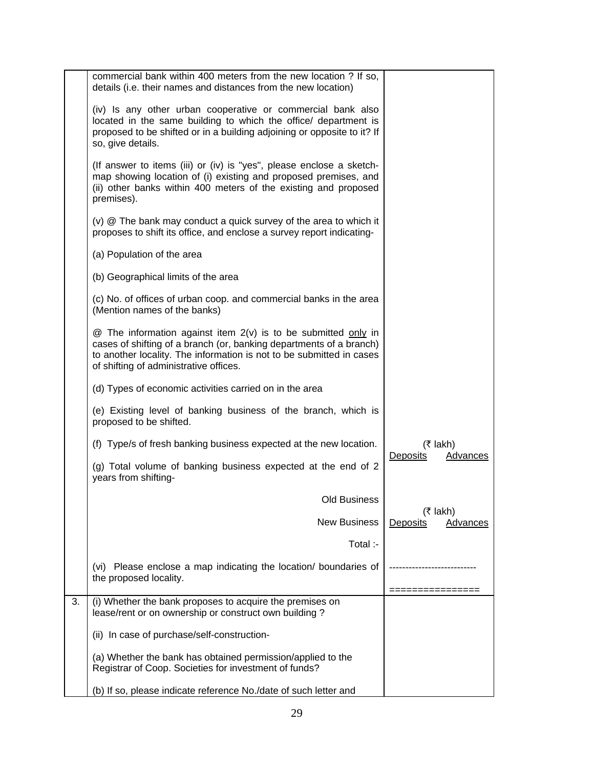| | | |
|---|---|---|
| | commercial bank within 400 meters from the new location ? If so, details (i.e. their names and distances from the new location)<br><br>(iv) Is any other urban cooperative or commercial bank also located in the same building to which the office/ department is proposed to be shifted or in a building adjoining or opposite to it? If so, give details.<br><br>(If answer to items (iii) or (iv) is "yes", please enclose a sketch-map showing location of (i) existing and proposed premises, and (ii) other banks within 400 meters of the existing and proposed premises).<br><br>(v) @ The bank may conduct a quick survey of the area to which it proposes to shift its office, and enclose a survey report indicating-<br><br>(a) Population of the area<br><br>(b) Geographical limits of the area<br><br>(c) No. of offices of urban coop. and commercial banks in the area (Mention names of the banks)<br><br>@ The information against item 2(v) is to be submitted <u>only</u> in cases of shifting of a branch (or, banking departments of a branch) to another locality. The information is not to be submitted in cases of shifting of administrative offices.<br><br>(d) Types of economic activities carried on in the area<br><br>(e) Existing level of banking business of the branch, which is proposed to be shifted.<br><br>(f) Type/s of fresh banking business expected at the new location.<br><br>(g) Total volume of banking business expected at the end of 2 years from shifting-<br><br>Old Business<br><br>New Business<br><br>Total :-<br><br>(vi) Please enclose a map indicating the location/ boundaries of the proposed locality. | (₹ lakh)<br><u>Deposits</u> <u>Advances</u><br><br>(₹ lakh)<br><u>Deposits</u> <u>Advances</u><br><br>--------------------------<br><br>================ |
| 3. | (i) Whether the bank proposes to acquire the premises on lease/rent or on ownership or construct own building ?<br><br>(ii) In case of purchase/self-construction-<br><br>(a) Whether the bank has obtained permission/applied to the Registrar of Coop. Societies for investment of funds?<br><br>(b) If so, please indicate reference No./date of such letter and | |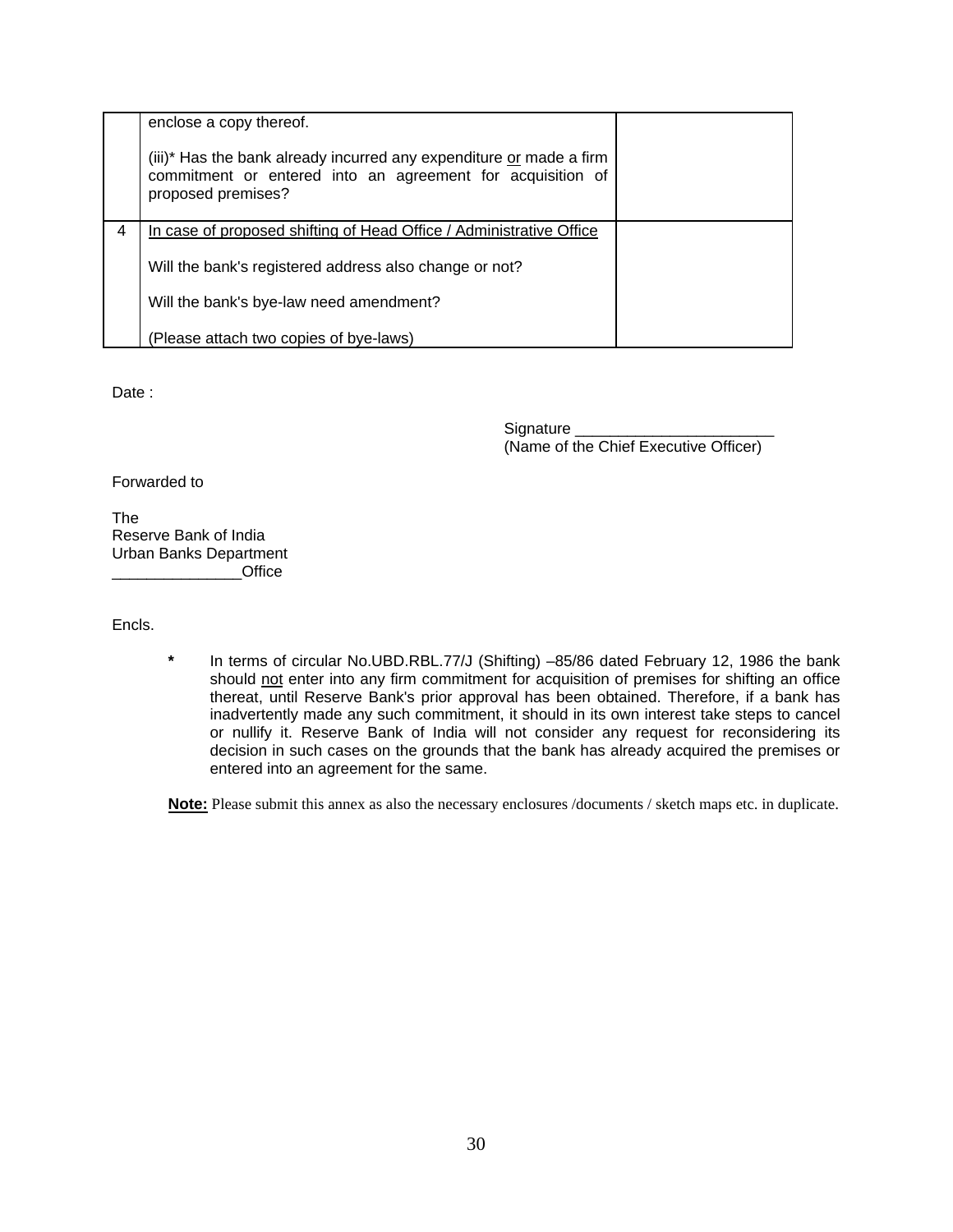| | | |
|---|---|---|
| | enclose a copy thereof.<br><br>(iii)* Has the bank already incurred any expenditure <u>or</u> made a firm commitment or entered into an agreement for acquisition of proposed premises? | |
| 4 | <u>In case of proposed shifting of Head Office / Administrative Office</u><br><br>Will the bank's registered address also change or not?<br><br>Will the bank's bye-law need amendment?<br><br>(Please attach two copies of bye-laws) | |

Date :

Signature _______________________
(Name of the Chief Executive Officer)

Forwarded to

The
Reserve Bank of India
Urban Banks Department
_______________Office

Encls.

\* In terms of circular No.UBD.RBL.77/J (Shifting) –85/86 dated February 12, 1986 the bank should <u>not</u> enter into any firm commitment for acquisition of premises for shifting an office thereat, until Reserve Bank's prior approval has been obtained. Therefore, if a bank has inadvertently made any such commitment, it should in its own interest take steps to cancel or nullify it. Reserve Bank of India will not consider any request for reconsidering its decision in such cases on the grounds that the bank has already acquired the premises or entered into an agreement for the same.

**<u>Note:</u>** Please submit this annex as also the necessary enclosures /documents / sketch maps etc. in duplicate.